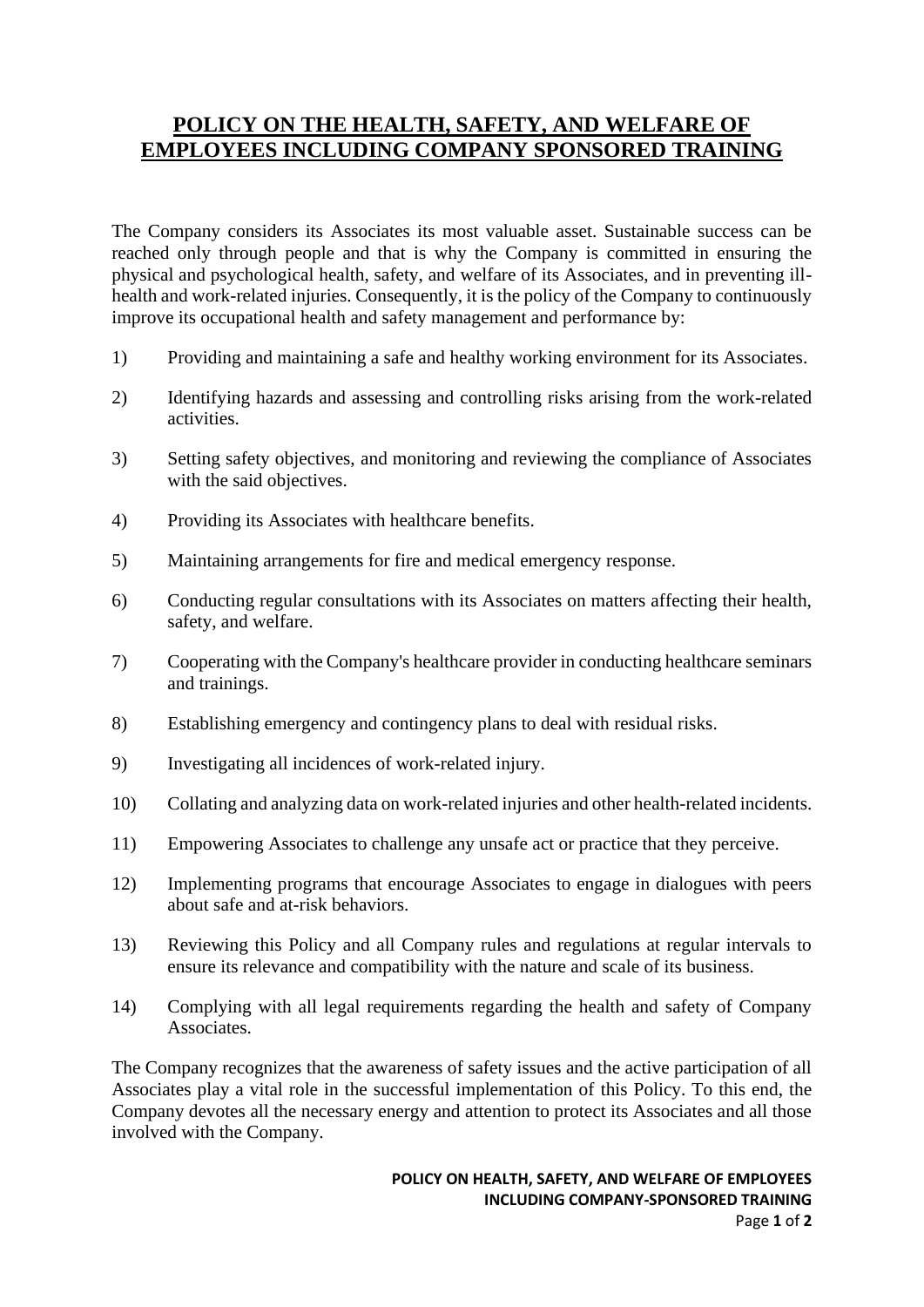# POLICY ON THE HEALTH, SAFETY, AND WELFARE OF EMPLOYEES INCLUDING COMPANY SPONSORED TRAINING

The Company considers its Associates its most valuable asset. Sustainable success can be reached only through people and that is why the Company is committed in ensuring the physical and psychological health, safety, and welfare of its Associates, and in preventing ill-health and work-related injuries. Consequently, it is the policy of the Company to continuously improve its occupational health and safety management and performance by:

1) Providing and maintaining a safe and healthy working environment for its Associates.

2) Identifying hazards and assessing and controlling risks arising from the work-related activities.

3) Setting safety objectives, and monitoring and reviewing the compliance of Associates with the said objectives.

4) Providing its Associates with healthcare benefits.

5) Maintaining arrangements for fire and medical emergency response.

6) Conducting regular consultations with its Associates on matters affecting their health, safety, and welfare.

7) Cooperating with the Company's healthcare provider in conducting healthcare seminars and trainings.

8) Establishing emergency and contingency plans to deal with residual risks.

9) Investigating all incidences of work-related injury.

10) Collating and analyzing data on work-related injuries and other health-related incidents.

11) Empowering Associates to challenge any unsafe act or practice that they perceive.

12) Implementing programs that encourage Associates to engage in dialogues with peers about safe and at-risk behaviors.

13) Reviewing this Policy and all Company rules and regulations at regular intervals to ensure its relevance and compatibility with the nature and scale of its business.

14) Complying with all legal requirements regarding the health and safety of Company Associates.

The Company recognizes that the awareness of safety issues and the active participation of all Associates play a vital role in the successful implementation of this Policy. To this end, the Company devotes all the necessary energy and attention to protect its Associates and all those involved with the Company.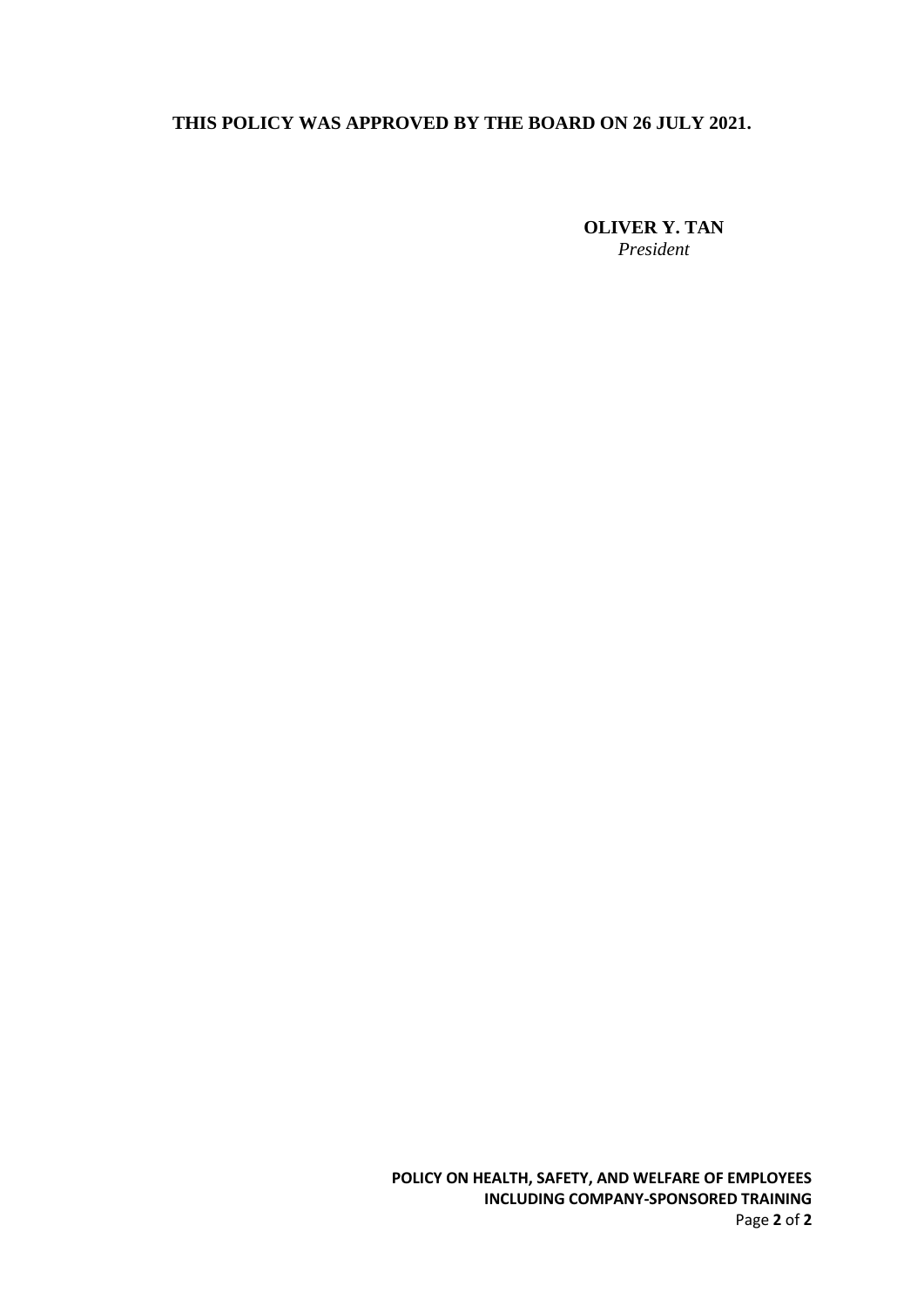**THIS POLICY WAS APPROVED BY THE BOARD ON 26 JULY 2021.**

**OLIVER Y. TAN**
*President*